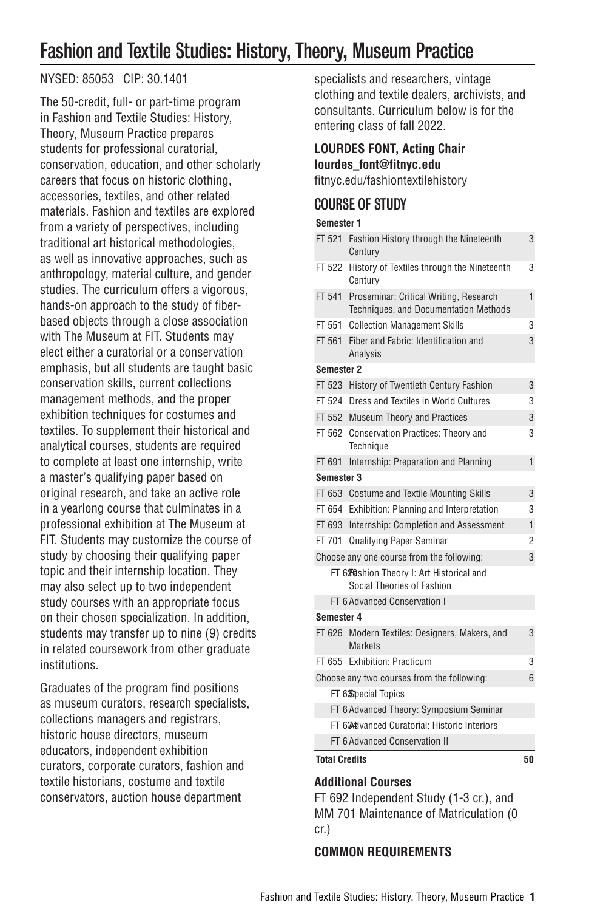# Fashion and Textile Studies: History, Theory, Museum Practice

NYSED: 85053   CIP: 30.1401

The 50-credit, full- or part-time program in Fashion and Textile Studies: History, Theory, Museum Practice prepares students for professional curatorial, conservation, education, and other scholarly careers that focus on historic clothing, accessories, textiles, and other related materials. Fashion and textiles are explored from a variety of perspectives, including traditional art historical methodologies, as well as innovative approaches, such as anthropology, material culture, and gender studies. The curriculum offers a vigorous, hands-on approach to the study of fiber-based objects through a close association with The Museum at FIT. Students may elect either a curatorial or a conservation emphasis, but all students are taught basic conservation skills, current collections management methods, and the proper exhibition techniques for costumes and textiles. To supplement their historical and analytical courses, students are required to complete at least one internship, write a master's qualifying paper based on original research, and take an active role in a yearlong course that culminates in a professional exhibition at The Museum at FIT. Students may customize the course of study by choosing their qualifying paper topic and their internship location. They may also select up to two independent study courses with an appropriate focus on their chosen specialization. In addition, students may transfer up to nine (9) credits in related coursework from other graduate institutions.

Graduates of the program find positions as museum curators, research specialists, collections managers and registrars, historic house directors, museum educators, independent exhibition curators, corporate curators, fashion and textile historians, costume and textile conservators, auction house department specialists and researchers, vintage clothing and textile dealers, archivists, and consultants. Curriculum below is for the entering class of fall 2022.

**LOURDES FONT, Acting Chair**
**lourdes_font@fitnyc.edu**
fitnyc.edu/fashiontextilehistory

## COURSE OF STUDY

| Course | Title | Credits |
|---|---|---|
| **Semester 1** | | |
| FT 521 | Fashion History through the Nineteenth Century | 3 |
| FT 522 | History of Textiles through the Nineteenth Century | 3 |
| FT 541 | Proseminar: Critical Writing, Research Techniques, and Documentation Methods | 1 |
| FT 551 | Collection Management Skills | 3 |
| FT 561 | Fiber and Fabric: Identification and Analysis | 3 |
| **Semester 2** | | |
| FT 523 | History of Twentieth Century Fashion | 3 |
| FT 524 | Dress and Textiles in World Cultures | 3 |
| FT 552 | Museum Theory and Practices | 3 |
| FT 562 | Conservation Practices: Theory and Technique | 3 |
| FT 691 | Internship: Preparation and Planning | 1 |
| **Semester 3** | | |
| FT 653 | Costume and Textile Mounting Skills | 3 |
| FT 654 | Exhibition: Planning and Interpretation | 3 |
| FT 693 | Internship: Completion and Assessment | 1 |
| FT 701 | Qualifying Paper Seminar | 2 |
| Choose any one course from the following: | | 3 |
| FT 620 | Fashion Theory I: Art Historical and Social Theories of Fashion | |
| FT 6 | Advanced Conservation I | |
| **Semester 4** | | |
| FT 626 | Modern Textiles: Designers, Makers, and Markets | 3 |
| FT 655 | Exhibition: Practicum | 3 |
| Choose any two courses from the following: | | 6 |
| FT 631 | Special Topics | |
| FT 6 | Advanced Theory: Symposium Seminar | |
| FT 634 | Advanced Curatorial: Historic Interiors | |
| FT 6 | Advanced Conservation II | |
| **Total Credits** | | **50** |

**Additional Courses**
FT 692 Independent Study (1-3 cr.), and MM 701 Maintenance of Matriculation (0 cr.)

**COMMON REQUIREMENTS**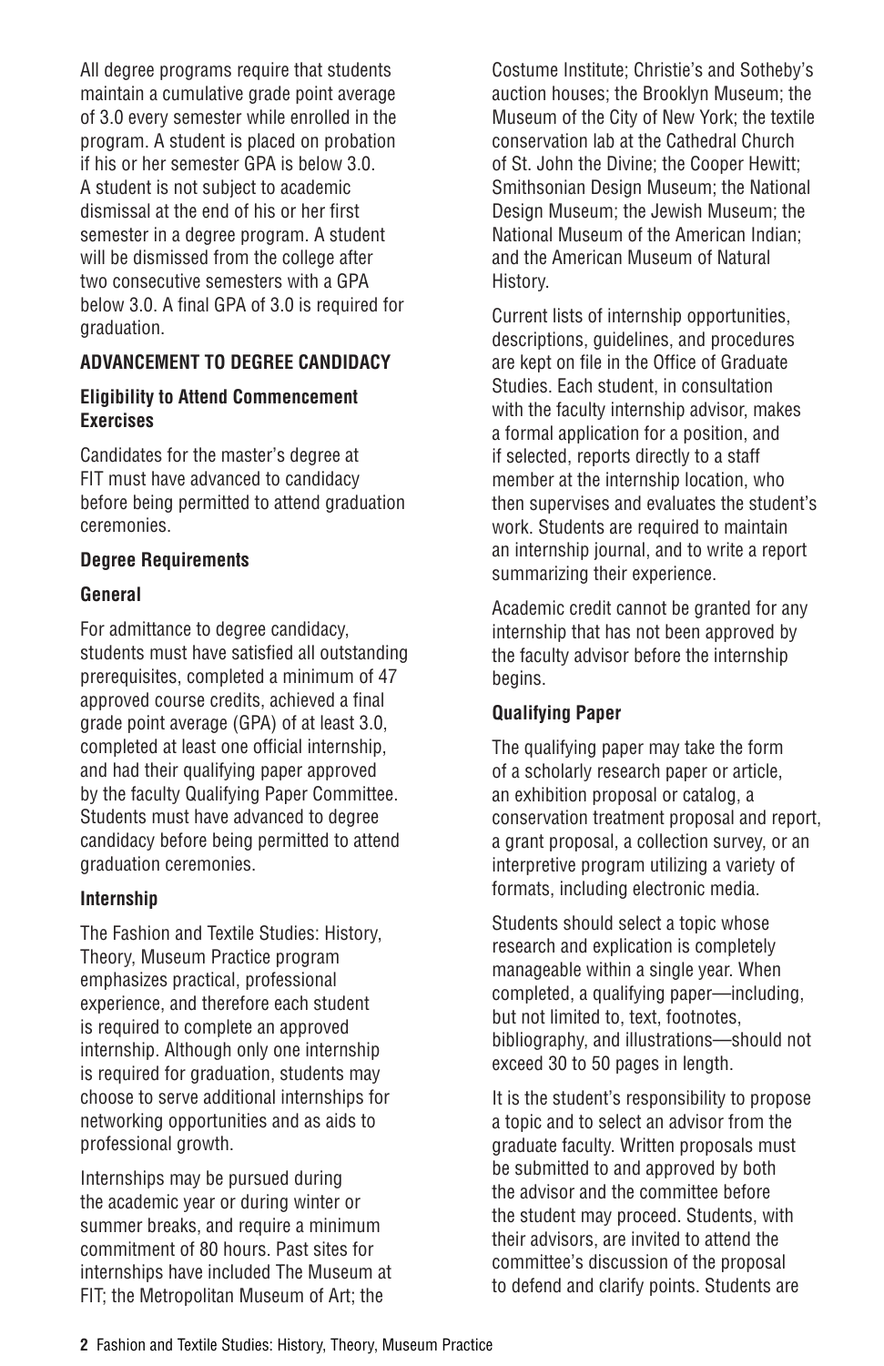All degree programs require that students maintain a cumulative grade point average of 3.0 every semester while enrolled in the program. A student is placed on probation if his or her semester GPA is below 3.0. A student is not subject to academic dismissal at the end of his or her first semester in a degree program. A student will be dismissed from the college after two consecutive semesters with a GPA below 3.0. A final GPA of 3.0 is required for graduation.

## ADVANCEMENT TO DEGREE CANDIDACY

### Eligibility to Attend Commencement Exercises

Candidates for the master's degree at FIT must have advanced to candidacy before being permitted to attend graduation ceremonies.

### Degree Requirements

#### General

For admittance to degree candidacy, students must have satisfied all outstanding prerequisites, completed a minimum of 47 approved course credits, achieved a final grade point average (GPA) of at least 3.0, completed at least one official internship, and had their qualifying paper approved by the faculty Qualifying Paper Committee. Students must have advanced to degree candidacy before being permitted to attend graduation ceremonies.

#### Internship

The Fashion and Textile Studies: History, Theory, Museum Practice program emphasizes practical, professional experience, and therefore each student is required to complete an approved internship. Although only one internship is required for graduation, students may choose to serve additional internships for networking opportunities and as aids to professional growth.

Internships may be pursued during the academic year or during winter or summer breaks, and require a minimum commitment of 80 hours. Past sites for internships have included The Museum at FIT; the Metropolitan Museum of Art; the Costume Institute; Christie's and Sotheby's auction houses; the Brooklyn Museum; the Museum of the City of New York; the textile conservation lab at the Cathedral Church of St. John the Divine; the Cooper Hewitt; Smithsonian Design Museum; the National Design Museum; the Jewish Museum; the National Museum of the American Indian; and the American Museum of Natural History.

Current lists of internship opportunities, descriptions, guidelines, and procedures are kept on file in the Office of Graduate Studies. Each student, in consultation with the faculty internship advisor, makes a formal application for a position, and if selected, reports directly to a staff member at the internship location, who then supervises and evaluates the student's work. Students are required to maintain an internship journal, and to write a report summarizing their experience.

Academic credit cannot be granted for any internship that has not been approved by the faculty advisor before the internship begins.

#### Qualifying Paper

The qualifying paper may take the form of a scholarly research paper or article, an exhibition proposal or catalog, a conservation treatment proposal and report, a grant proposal, a collection survey, or an interpretive program utilizing a variety of formats, including electronic media.

Students should select a topic whose research and explication is completely manageable within a single year. When completed, a qualifying paper—including, but not limited to, text, footnotes, bibliography, and illustrations—should not exceed 30 to 50 pages in length.

It is the student's responsibility to propose a topic and to select an advisor from the graduate faculty. Written proposals must be submitted to and approved by both the advisor and the committee before the student may proceed. Students, with their advisors, are invited to attend the committee's discussion of the proposal to defend and clarify points. Students are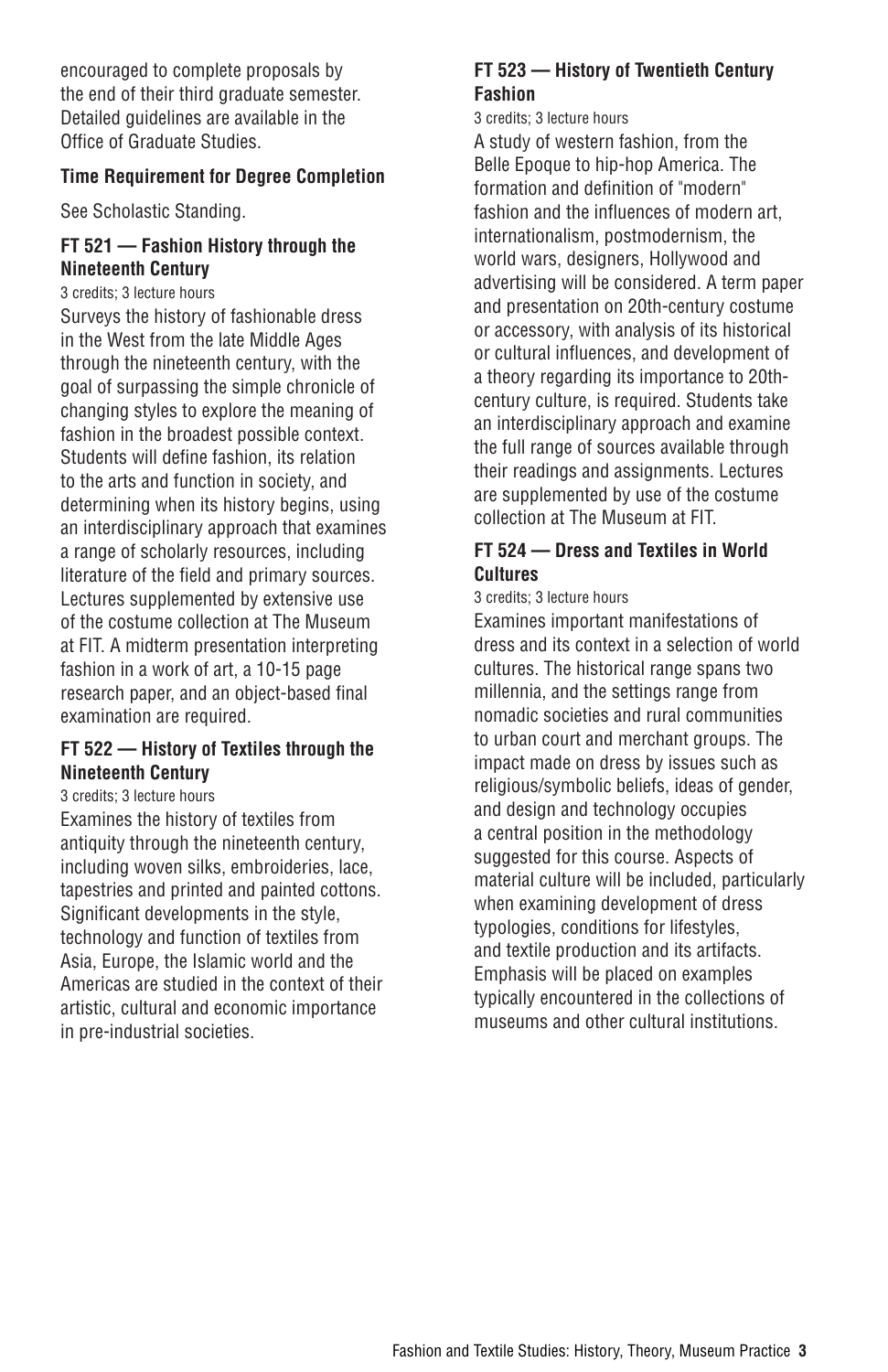encouraged to complete proposals by the end of their third graduate semester. Detailed guidelines are available in the Office of Graduate Studies.

### Time Requirement for Degree Completion

See Scholastic Standing.

### FT 521 — Fashion History through the Nineteenth Century

3 credits; 3 lecture hours

Surveys the history of fashionable dress in the West from the late Middle Ages through the nineteenth century, with the goal of surpassing the simple chronicle of changing styles to explore the meaning of fashion in the broadest possible context. Students will define fashion, its relation to the arts and function in society, and determining when its history begins, using an interdisciplinary approach that examines a range of scholarly resources, including literature of the field and primary sources. Lectures supplemented by extensive use of the costume collection at The Museum at FIT. A midterm presentation interpreting fashion in a work of art, a 10-15 page research paper, and an object-based final examination are required.

### FT 522 — History of Textiles through the Nineteenth Century

3 credits; 3 lecture hours

Examines the history of textiles from antiquity through the nineteenth century, including woven silks, embroideries, lace, tapestries and printed and painted cottons. Significant developments in the style, technology and function of textiles from Asia, Europe, the Islamic world and the Americas are studied in the context of their artistic, cultural and economic importance in pre-industrial societies.

### FT 523 — History of Twentieth Century Fashion

3 credits; 3 lecture hours

A study of western fashion, from the Belle Epoque to hip-hop America. The formation and definition of "modern" fashion and the influences of modern art, internationalism, postmodernism, the world wars, designers, Hollywood and advertising will be considered. A term paper and presentation on 20th-century costume or accessory, with analysis of its historical or cultural influences, and development of a theory regarding its importance to 20th-century culture, is required. Students take an interdisciplinary approach and examine the full range of sources available through their readings and assignments. Lectures are supplemented by use of the costume collection at The Museum at FIT.

### FT 524 — Dress and Textiles in World Cultures

3 credits; 3 lecture hours

Examines important manifestations of dress and its context in a selection of world cultures. The historical range spans two millennia, and the settings range from nomadic societies and rural communities to urban court and merchant groups. The impact made on dress by issues such as religious/symbolic beliefs, ideas of gender, and design and technology occupies a central position in the methodology suggested for this course. Aspects of material culture will be included, particularly when examining development of dress typologies, conditions for lifestyles, and textile production and its artifacts. Emphasis will be placed on examples typically encountered in the collections of museums and other cultural institutions.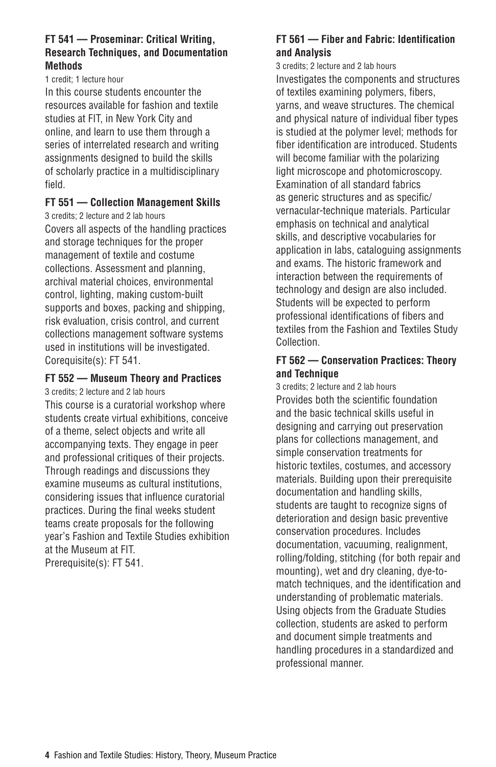### FT 541 — Proseminar: Critical Writing, Research Techniques, and Documentation Methods

1 credit; 1 lecture hour

In this course students encounter the resources available for fashion and textile studies at FIT, in New York City and online, and learn to use them through a series of interrelated research and writing assignments designed to build the skills of scholarly practice in a multidisciplinary field.

### FT 551 — Collection Management Skills

3 credits; 2 lecture and 2 lab hours

Covers all aspects of the handling practices and storage techniques for the proper management of textile and costume collections. Assessment and planning, archival material choices, environmental control, lighting, making custom-built supports and boxes, packing and shipping, risk evaluation, crisis control, and current collections management software systems used in institutions will be investigated.
Corequisite(s): FT 541.

### FT 552 — Museum Theory and Practices

3 credits; 2 lecture and 2 lab hours

This course is a curatorial workshop where students create virtual exhibitions, conceive of a theme, select objects and write all accompanying texts. They engage in peer and professional critiques of their projects. Through readings and discussions they examine museums as cultural institutions, considering issues that influence curatorial practices. During the final weeks student teams create proposals for the following year's Fashion and Textile Studies exhibition at the Museum at FIT.
Prerequisite(s): FT 541.

### FT 561 — Fiber and Fabric: Identification and Analysis

3 credits; 2 lecture and 2 lab hours

Investigates the components and structures of textiles examining polymers, fibers, yarns, and weave structures. The chemical and physical nature of individual fiber types is studied at the polymer level; methods for fiber identification are introduced. Students will become familiar with the polarizing light microscope and photomicroscopy. Examination of all standard fabrics as generic structures and as specific/vernacular-technique materials. Particular emphasis on technical and analytical skills, and descriptive vocabularies for application in labs, cataloguing assignments and exams. The historic framework and interaction between the requirements of technology and design are also included. Students will be expected to perform professional identifications of fibers and textiles from the Fashion and Textiles Study Collection.

### FT 562 — Conservation Practices: Theory and Technique

3 credits; 2 lecture and 2 lab hours

Provides both the scientific foundation and the basic technical skills useful in designing and carrying out preservation plans for collections management, and simple conservation treatments for historic textiles, costumes, and accessory materials. Building upon their prerequisite documentation and handling skills, students are taught to recognize signs of deterioration and design basic preventive conservation procedures. Includes documentation, vacuuming, realignment, rolling/folding, stitching (for both repair and mounting), wet and dry cleaning, dye-to-match techniques, and the identification and understanding of problematic materials. Using objects from the Graduate Studies collection, students are asked to perform and document simple treatments and handling procedures in a standardized and professional manner.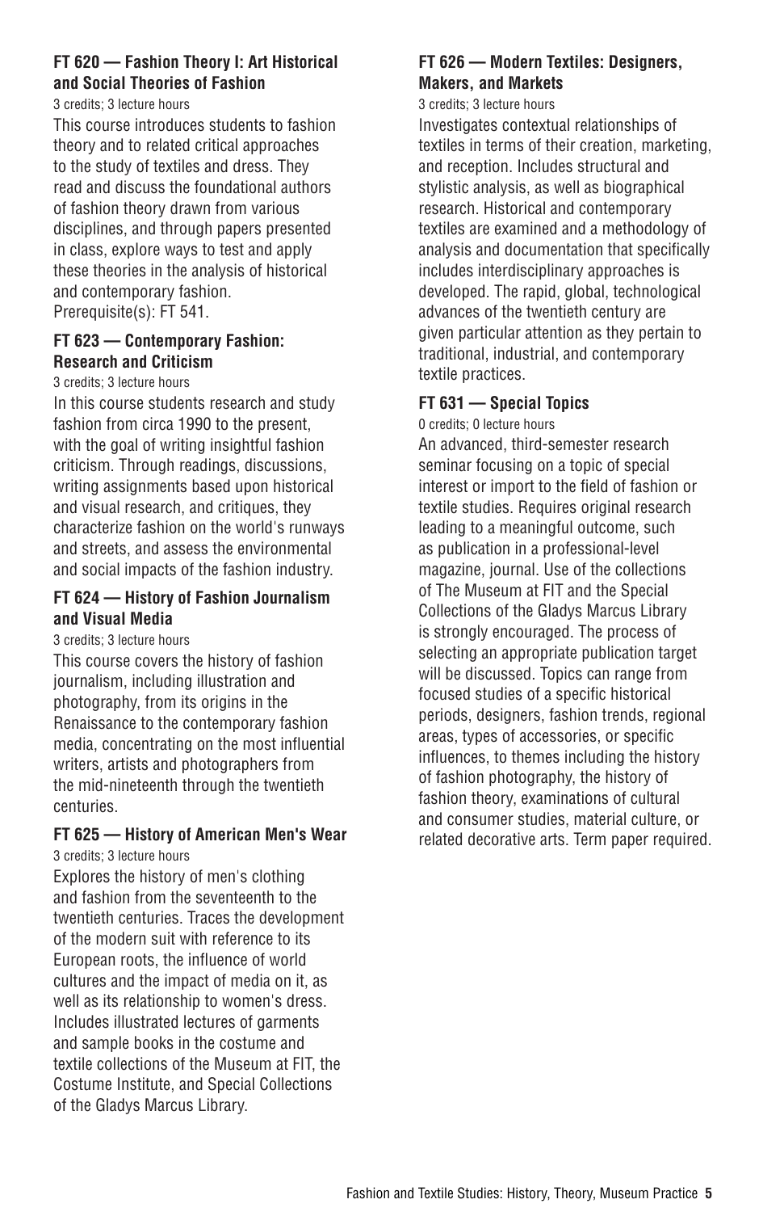**FT 620 — Fashion Theory I: Art Historical and Social Theories of Fashion**

3 credits; 3 lecture hours

This course introduces students to fashion theory and to related critical approaches to the study of textiles and dress. They read and discuss the foundational authors of fashion theory drawn from various disciplines, and through papers presented in class, explore ways to test and apply these theories in the analysis of historical and contemporary fashion.
Prerequisite(s): FT 541.

**FT 623 — Contemporary Fashion: Research and Criticism**

3 credits; 3 lecture hours

In this course students research and study fashion from circa 1990 to the present, with the goal of writing insightful fashion criticism. Through readings, discussions, writing assignments based upon historical and visual research, and critiques, they characterize fashion on the world's runways and streets, and assess the environmental and social impacts of the fashion industry.

**FT 624 — History of Fashion Journalism and Visual Media**

3 credits; 3 lecture hours

This course covers the history of fashion journalism, including illustration and photography, from its origins in the Renaissance to the contemporary fashion media, concentrating on the most influential writers, artists and photographers from the mid-nineteenth through the twentieth centuries.

**FT 625 — History of American Men's Wear**

3 credits; 3 lecture hours

Explores the history of men's clothing and fashion from the seventeenth to the twentieth centuries. Traces the development of the modern suit with reference to its European roots, the influence of world cultures and the impact of media on it, as well as its relationship to women's dress. Includes illustrated lectures of garments and sample books in the costume and textile collections of the Museum at FIT, the Costume Institute, and Special Collections of the Gladys Marcus Library.

**FT 626 — Modern Textiles: Designers, Makers, and Markets**

3 credits; 3 lecture hours

Investigates contextual relationships of textiles in terms of their creation, marketing, and reception. Includes structural and stylistic analysis, as well as biographical research. Historical and contemporary textiles are examined and a methodology of analysis and documentation that specifically includes interdisciplinary approaches is developed. The rapid, global, technological advances of the twentieth century are given particular attention as they pertain to traditional, industrial, and contemporary textile practices.

**FT 631 — Special Topics**

0 credits; 0 lecture hours

An advanced, third-semester research seminar focusing on a topic of special interest or import to the field of fashion or textile studies. Requires original research leading to a meaningful outcome, such as publication in a professional-level magazine, journal. Use of the collections of The Museum at FIT and the Special Collections of the Gladys Marcus Library is strongly encouraged. The process of selecting an appropriate publication target will be discussed. Topics can range from focused studies of a specific historical periods, designers, fashion trends, regional areas, types of accessories, or specific influences, to themes including the history of fashion photography, the history of fashion theory, examinations of cultural and consumer studies, material culture, or related decorative arts. Term paper required.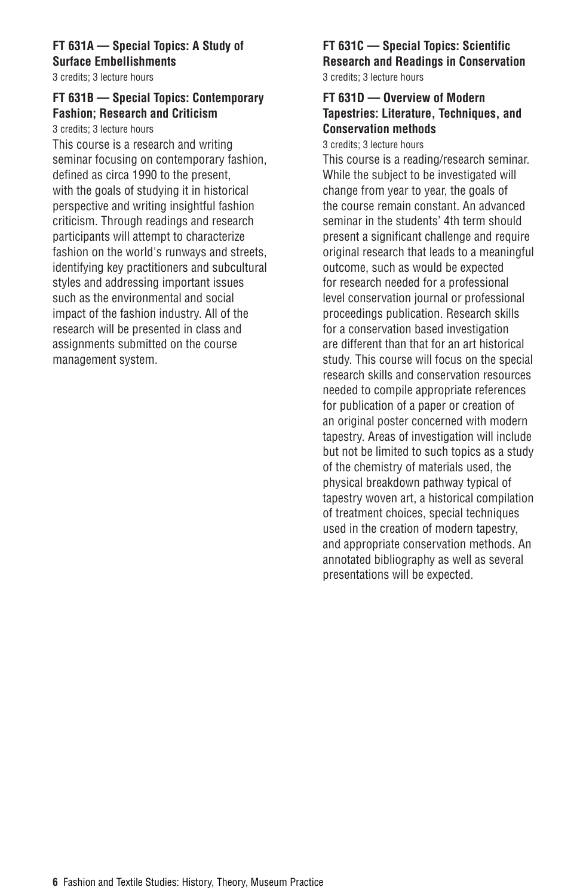### FT 631A — Special Topics: A Study of Surface Embellishments

3 credits; 3 lecture hours

### FT 631B — Special Topics: Contemporary Fashion; Research and Criticism

3 credits; 3 lecture hours

This course is a research and writing seminar focusing on contemporary fashion, defined as circa 1990 to the present, with the goals of studying it in historical perspective and writing insightful fashion criticism. Through readings and research participants will attempt to characterize fashion on the world's runways and streets, identifying key practitioners and subcultural styles and addressing important issues such as the environmental and social impact of the fashion industry. All of the research will be presented in class and assignments submitted on the course management system.

### FT 631C — Special Topics: Scientific Research and Readings in Conservation

3 credits; 3 lecture hours

### FT 631D — Overview of Modern Tapestries: Literature, Techniques, and Conservation methods

3 credits; 3 lecture hours

This course is a reading/research seminar. While the subject to be investigated will change from year to year, the goals of the course remain constant. An advanced seminar in the students' 4th term should present a significant challenge and require original research that leads to a meaningful outcome, such as would be expected for research needed for a professional level conservation journal or professional proceedings publication. Research skills for a conservation based investigation are different than that for an art historical study. This course will focus on the special research skills and conservation resources needed to compile appropriate references for publication of a paper or creation of an original poster concerned with modern tapestry. Areas of investigation will include but not be limited to such topics as a study of the chemistry of materials used, the physical breakdown pathway typical of tapestry woven art, a historical compilation of treatment choices, special techniques used in the creation of modern tapestry, and appropriate conservation methods. An annotated bibliography as well as several presentations will be expected.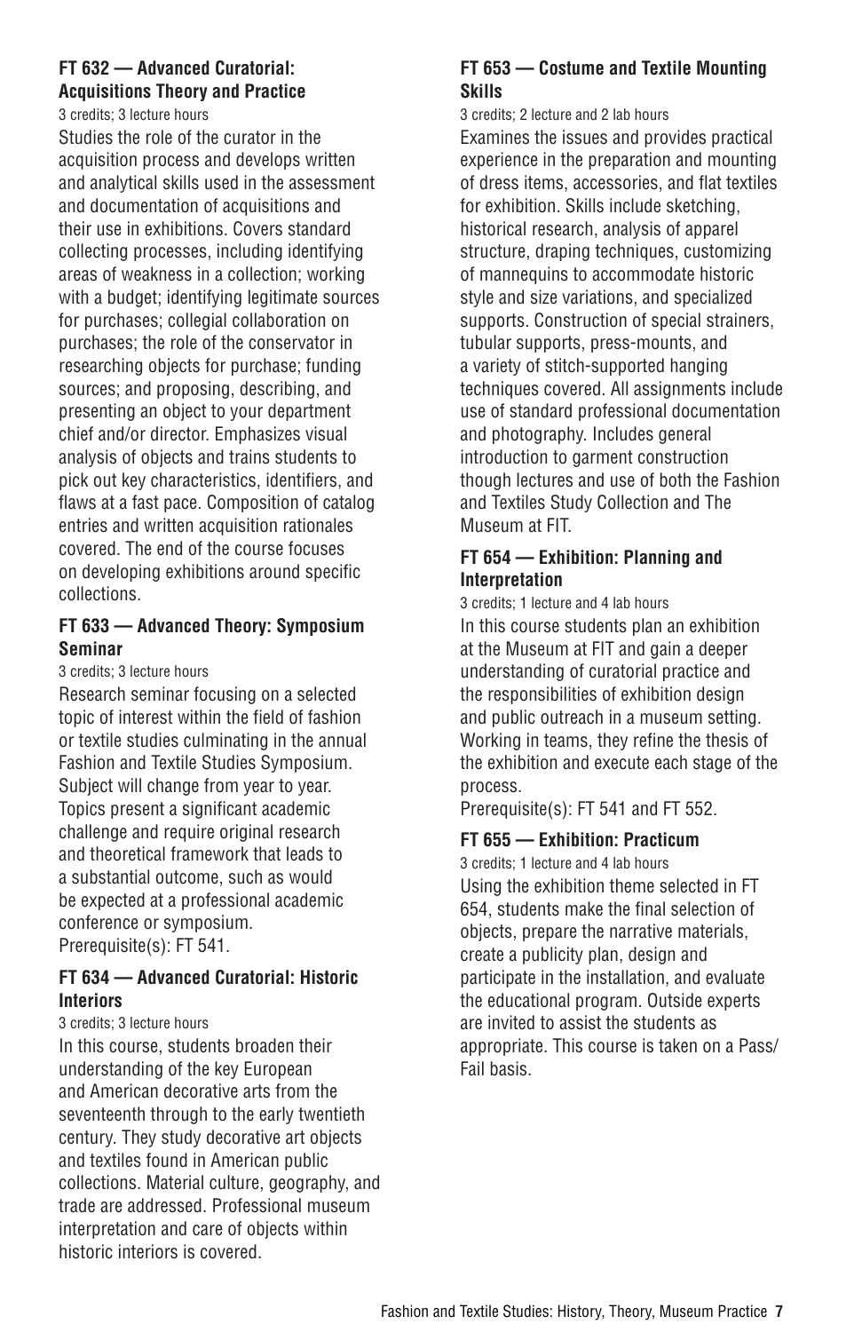**FT 632 — Advanced Curatorial: Acquisitions Theory and Practice**

3 credits; 3 lecture hours

Studies the role of the curator in the acquisition process and develops written and analytical skills used in the assessment and documentation of acquisitions and their use in exhibitions. Covers standard collecting processes, including identifying areas of weakness in a collection; working with a budget; identifying legitimate sources for purchases; collegial collaboration on purchases; the role of the conservator in researching objects for purchase; funding sources; and proposing, describing, and presenting an object to your department chief and/or director. Emphasizes visual analysis of objects and trains students to pick out key characteristics, identifiers, and flaws at a fast pace. Composition of catalog entries and written acquisition rationales covered. The end of the course focuses on developing exhibitions around specific collections.

**FT 633 — Advanced Theory: Symposium Seminar**

3 credits; 3 lecture hours

Research seminar focusing on a selected topic of interest within the field of fashion or textile studies culminating in the annual Fashion and Textile Studies Symposium. Subject will change from year to year. Topics present a significant academic challenge and require original research and theoretical framework that leads to a substantial outcome, such as would be expected at a professional academic conference or symposium.

Prerequisite(s): FT 541.

**FT 634 — Advanced Curatorial: Historic Interiors**

3 credits; 3 lecture hours

In this course, students broaden their understanding of the key European and American decorative arts from the seventeenth through to the early twentieth century. They study decorative art objects and textiles found in American public collections. Material culture, geography, and trade are addressed. Professional museum interpretation and care of objects within historic interiors is covered.

**FT 653 — Costume and Textile Mounting Skills**

3 credits; 2 lecture and 2 lab hours

Examines the issues and provides practical experience in the preparation and mounting of dress items, accessories, and flat textiles for exhibition. Skills include sketching, historical research, analysis of apparel structure, draping techniques, customizing of mannequins to accommodate historic style and size variations, and specialized supports. Construction of special strainers, tubular supports, press-mounts, and a variety of stitch-supported hanging techniques covered. All assignments include use of standard professional documentation and photography. Includes general introduction to garment construction though lectures and use of both the Fashion and Textiles Study Collection and The Museum at FIT.

**FT 654 — Exhibition: Planning and Interpretation**

3 credits; 1 lecture and 4 lab hours

In this course students plan an exhibition at the Museum at FIT and gain a deeper understanding of curatorial practice and the responsibilities of exhibition design and public outreach in a museum setting. Working in teams, they refine the thesis of the exhibition and execute each stage of the process.

Prerequisite(s): FT 541 and FT 552.

**FT 655 — Exhibition: Practicum**

3 credits; 1 lecture and 4 lab hours

Using the exhibition theme selected in FT 654, students make the final selection of objects, prepare the narrative materials, create a publicity plan, design and participate in the installation, and evaluate the educational program. Outside experts are invited to assist the students as appropriate. This course is taken on a Pass/Fail basis.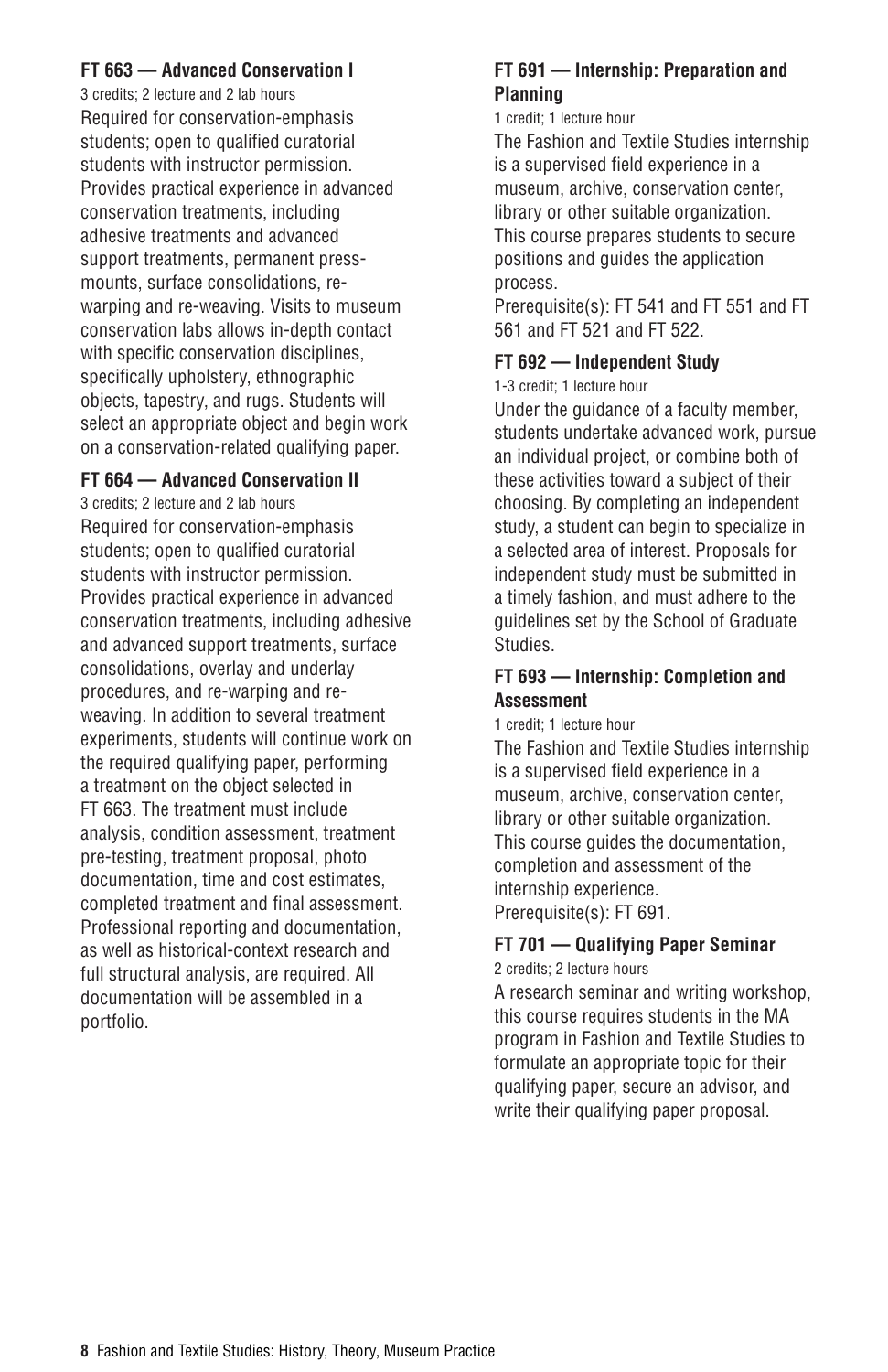**FT 663 — Advanced Conservation I**

3 credits; 2 lecture and 2 lab hours

Required for conservation-emphasis students; open to qualified curatorial students with instructor permission. Provides practical experience in advanced conservation treatments, including adhesive treatments and advanced support treatments, permanent press-mounts, surface consolidations, re-warping and re-weaving. Visits to museum conservation labs allows in-depth contact with specific conservation disciplines, specifically upholstery, ethnographic objects, tapestry, and rugs. Students will select an appropriate object and begin work on a conservation-related qualifying paper.

**FT 664 — Advanced Conservation II**

3 credits; 2 lecture and 2 lab hours

Required for conservation-emphasis students; open to qualified curatorial students with instructor permission. Provides practical experience in advanced conservation treatments, including adhesive and advanced support treatments, surface consolidations, overlay and underlay procedures, and re-warping and re-weaving. In addition to several treatment experiments, students will continue work on the required qualifying paper, performing a treatment on the object selected in FT 663. The treatment must include analysis, condition assessment, treatment pre-testing, treatment proposal, photo documentation, time and cost estimates, completed treatment and final assessment. Professional reporting and documentation, as well as historical-context research and full structural analysis, are required. All documentation will be assembled in a portfolio.

**FT 691 — Internship: Preparation and Planning**

1 credit; 1 lecture hour

The Fashion and Textile Studies internship is a supervised field experience in a museum, archive, conservation center, library or other suitable organization. This course prepares students to secure positions and guides the application process.

Prerequisite(s): FT 541 and FT 551 and FT 561 and FT 521 and FT 522.

**FT 692 — Independent Study**

1-3 credit; 1 lecture hour

Under the guidance of a faculty member, students undertake advanced work, pursue an individual project, or combine both of these activities toward a subject of their choosing. By completing an independent study, a student can begin to specialize in a selected area of interest. Proposals for independent study must be submitted in a timely fashion, and must adhere to the guidelines set by the School of Graduate Studies.

**FT 693 — Internship: Completion and Assessment**

1 credit; 1 lecture hour

The Fashion and Textile Studies internship is a supervised field experience in a museum, archive, conservation center, library or other suitable organization. This course guides the documentation, completion and assessment of the internship experience.

Prerequisite(s): FT 691.

**FT 701 — Qualifying Paper Seminar**

2 credits; 2 lecture hours

A research seminar and writing workshop, this course requires students in the MA program in Fashion and Textile Studies to formulate an appropriate topic for their qualifying paper, secure an advisor, and write their qualifying paper proposal.